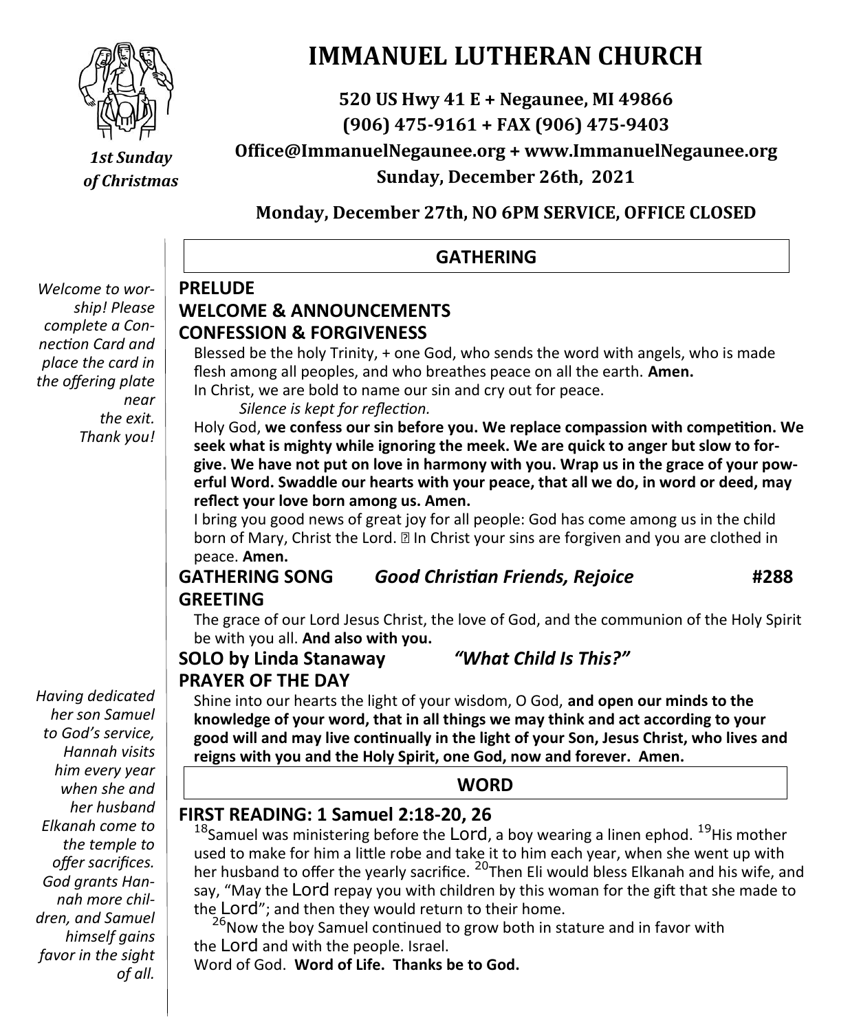# IMMANUEL LUTHERAN CHURCH

**520 US Hwy 41 E + Negaunee, MI 49866**
**(906) 475-9161 + FAX (906) 475-9403**
**Office@ImmanuelNegaunee.org + www.ImmanuelNegaunee.org**
**Sunday, December 26th, 2021**

*1st Sunday of Christmas*

**Monday, December 27th, NO 6PM SERVICE, OFFICE CLOSED**

## GATHERING

*Welcome to worship! Please complete a Connection Card and place the card in the offering plate near the exit. Thank you!*

### PRELUDE

### WELCOME & ANNOUNCEMENTS

### CONFESSION & FORGIVENESS

Blessed be the holy Trinity, + one God, who sends the word with angels, who is made flesh among all peoples, and who breathes peace on all the earth. **Amen.**

In Christ, we are bold to name our sin and cry out for peace.

*Silence is kept for reflection.*

Holy God, **we confess our sin before you. We replace compassion with competition. We seek what is mighty while ignoring the meek. We are quick to anger but slow to forgive. We have not put on love in harmony with you. Wrap us in the grace of your powerful Word. Swaddle our hearts with your peace, that all we do, in word or deed, may reflect your love born among us. Amen.**

I bring you good news of great joy for all people: God has come among us in the child born of Mary, Christ the Lord. ☐ In Christ your sins are forgiven and you are clothed in peace. **Amen.**

### GATHERING SONG *Good Christian Friends, Rejoice* #288

### GREETING

The grace of our Lord Jesus Christ, the love of God, and the communion of the Holy Spirit be with you all. **And also with you.**

### SOLO by Linda Stanaway *"What Child Is This?"*

### PRAYER OF THE DAY

Shine into our hearts the light of your wisdom, O God, **and open our minds to the knowledge of your word, that in all things we may think and act according to your good will and may live continually in the light of your Son, Jesus Christ, who lives and reigns with you and the Holy Spirit, one God, now and forever. Amen.**

## WORD

*Having dedicated her son Samuel to God's service, Hannah visits him every year when she and her husband Elkanah come to the temple to offer sacrifices. God grants Hannah more children, and Samuel himself gains favor in the sight of all.*

### FIRST READING: 1 Samuel 2:18-20, 26

[18]Samuel was ministering before the Lord, a boy wearing a linen ephod. [19]His mother used to make for him a little robe and take it to him each year, when she went up with her husband to offer the yearly sacrifice. [20]Then Eli would bless Elkanah and his wife, and say, "May the Lord repay you with children by this woman for the gift that she made to the Lord"; and then they would return to their home.

[26]Now the boy Samuel continued to grow both in stature and in favor with the Lord and with the people. Israel.

Word of God. **Word of Life. Thanks be to God.**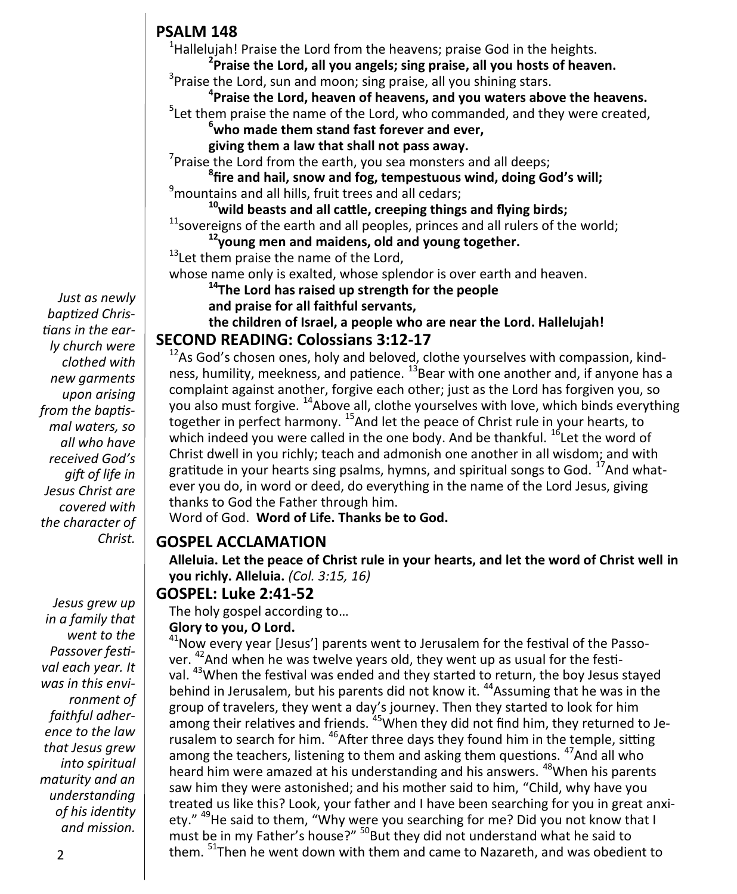## PSALM 148

[1]Hallelujah! Praise the Lord from the heavens; praise God in the heights.

**[2]Praise the Lord, all you angels; sing praise, all you hosts of heaven.**

[3]Praise the Lord, sun and moon; sing praise, all you shining stars.

**[4]Praise the Lord, heaven of heavens, and you waters above the heavens.**

[5]Let them praise the name of the Lord, who commanded, and they were created,

**[6]who made them stand fast forever and ever,**
**giving them a law that shall not pass away.**

[7]Praise the Lord from the earth, you sea monsters and all deeps;

**[8]fire and hail, snow and fog, tempestuous wind, doing God's will;**

[9]mountains and all hills, fruit trees and all cedars;

**[10]wild beasts and all cattle, creeping things and flying birds;**

[11]sovereigns of the earth and all peoples, princes and all rulers of the world;

**[12]young men and maidens, old and young together.**

[13]Let them praise the name of the Lord,
whose name only is exalted, whose splendor is over earth and heaven.

**[14]The Lord has raised up strength for the people**
**and praise for all faithful servants,**
**the children of Israel, a people who are near the Lord. Hallelujah!**

## SECOND READING: Colossians 3:12-17

*Just as newly baptized Christians in the early church were clothed with new garments upon arising from the baptismal waters, so all who have received God's gift of life in Jesus Christ are covered with the character of Christ.*

[12]As God's chosen ones, holy and beloved, clothe yourselves with compassion, kindness, humility, meekness, and patience. [13]Bear with one another and, if anyone has a complaint against another, forgive each other; just as the Lord has forgiven you, so you also must forgive. [14]Above all, clothe yourselves with love, which binds everything together in perfect harmony. [15]And let the peace of Christ rule in your hearts, to which indeed you were called in the one body. And be thankful. [16]Let the word of Christ dwell in you richly; teach and admonish one another in all wisdom; and with gratitude in your hearts sing psalms, hymns, and spiritual songs to God. [17]And whatever you do, in word or deed, do everything in the name of the Lord Jesus, giving thanks to God the Father through him.

Word of God. **Word of Life. Thanks be to God.**

## GOSPEL ACCLAMATION

**Alleluia. Let the peace of Christ rule in your hearts, and let the word of Christ well in you richly. Alleluia.** *(Col. 3:15, 16)*

## GOSPEL: Luke 2:41-52

*Jesus grew up in a family that went to the Passover festival each year. It was in this environment of faithful adherence to the law that Jesus grew into spiritual maturity and an understanding of his identity and mission.*

The holy gospel according to…

**Glory to you, O Lord.**

[41]Now every year [Jesus'] parents went to Jerusalem for the festival of the Passover. [42]And when he was twelve years old, they went up as usual for the festival. [43]When the festival was ended and they started to return, the boy Jesus stayed behind in Jerusalem, but his parents did not know it. [44]Assuming that he was in the group of travelers, they went a day's journey. Then they started to look for him among their relatives and friends. [45]When they did not find him, they returned to Jerusalem to search for him. [46]After three days they found him in the temple, sitting among the teachers, listening to them and asking them questions. [47]And all who heard him were amazed at his understanding and his answers. [48]When his parents saw him they were astonished; and his mother said to him, "Child, why have you treated us like this? Look, your father and I have been searching for you in great anxiety." [49]He said to them, "Why were you searching for me? Did you not know that I must be in my Father's house?" [50]But they did not understand what he said to them. [51]Then he went down with them and came to Nazareth, and was obedient to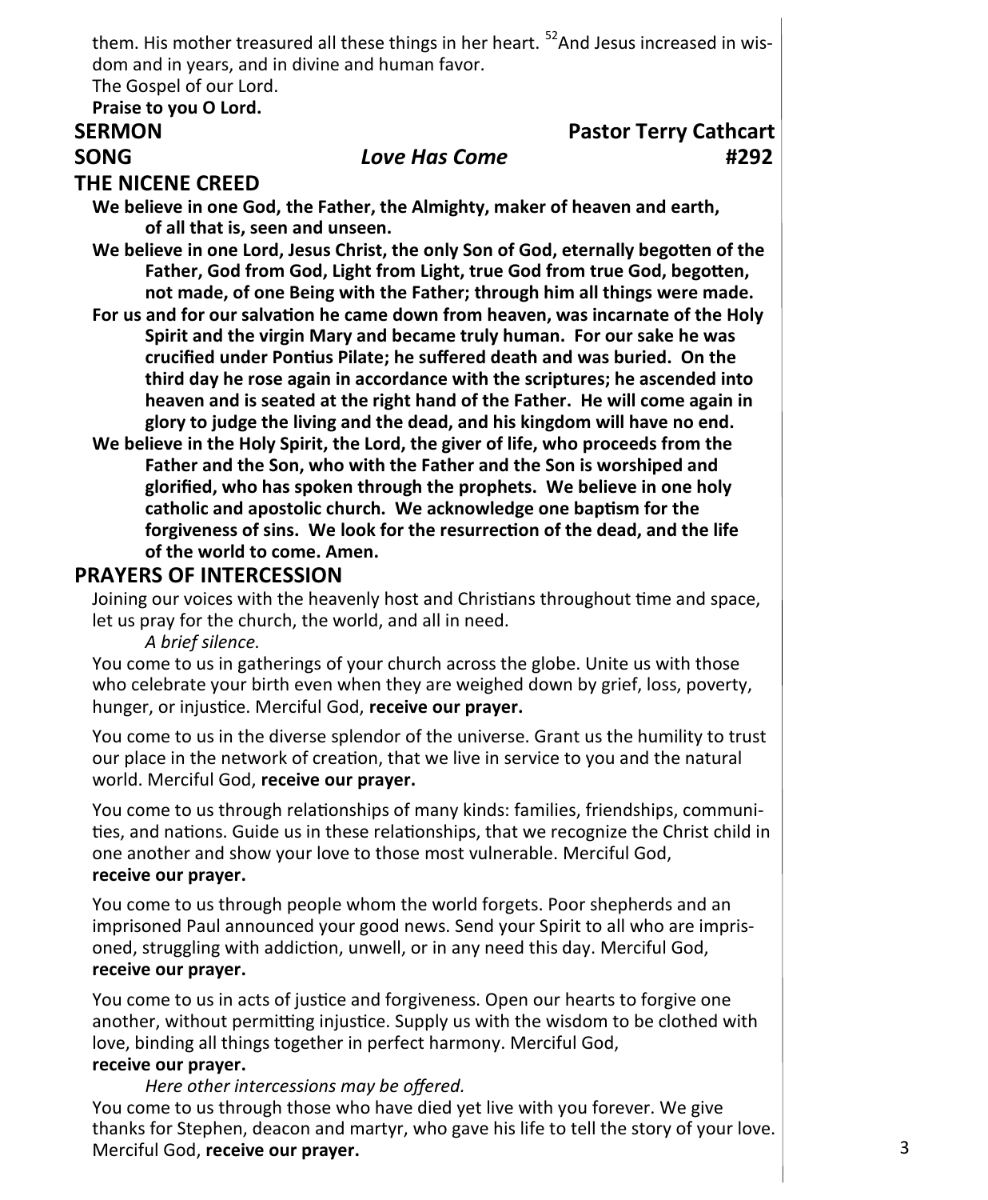them. His mother treasured all these things in her heart. [52]And Jesus increased in wisdom and in years, and in divine and human favor.
The Gospel of our Lord.
**Praise to you O Lord.**

**SERMON** **Pastor Terry Cathcart**

**SONG** ***Love Has Come*** **#292**

## THE NICENE CREED

**We believe in one God, the Father, the Almighty, maker of heaven and earth, of all that is, seen and unseen.**

**We believe in one Lord, Jesus Christ, the only Son of God, eternally begotten of the Father, God from God, Light from Light, true God from true God, begotten, not made, of one Being with the Father; through him all things were made.**

**For us and for our salvation he came down from heaven, was incarnate of the Holy Spirit and the virgin Mary and became truly human. For our sake he was crucified under Pontius Pilate; he suffered death and was buried. On the third day he rose again in accordance with the scriptures; he ascended into heaven and is seated at the right hand of the Father. He will come again in glory to judge the living and the dead, and his kingdom will have no end.**

**We believe in the Holy Spirit, the Lord, the giver of life, who proceeds from the Father and the Son, who with the Father and the Son is worshiped and glorified, who has spoken through the prophets. We believe in one holy catholic and apostolic church. We acknowledge one baptism for the forgiveness of sins. We look for the resurrection of the dead, and the life of the world to come. Amen.**

## PRAYERS OF INTERCESSION

Joining our voices with the heavenly host and Christians throughout time and space, let us pray for the church, the world, and all in need.

*A brief silence.*

You come to us in gatherings of your church across the globe. Unite us with those who celebrate your birth even when they are weighed down by grief, loss, poverty, hunger, or injustice. Merciful God, **receive our prayer.**

You come to us in the diverse splendor of the universe. Grant us the humility to trust our place in the network of creation, that we live in service to you and the natural world. Merciful God, **receive our prayer.**

You come to us through relationships of many kinds: families, friendships, communities, and nations. Guide us in these relationships, that we recognize the Christ child in one another and show your love to those most vulnerable. Merciful God, **receive our prayer.**

You come to us through people whom the world forgets. Poor shepherds and an imprisoned Paul announced your good news. Send your Spirit to all who are imprisoned, struggling with addiction, unwell, or in any need this day. Merciful God, **receive our prayer.**

You come to us in acts of justice and forgiveness. Open our hearts to forgive one another, without permitting injustice. Supply us with the wisdom to be clothed with love, binding all things together in perfect harmony. Merciful God, **receive our prayer.**

*Here other intercessions may be offered.*

You come to us through those who have died yet live with you forever. We give thanks for Stephen, deacon and martyr, who gave his life to tell the story of your love. Merciful God, **receive our prayer.**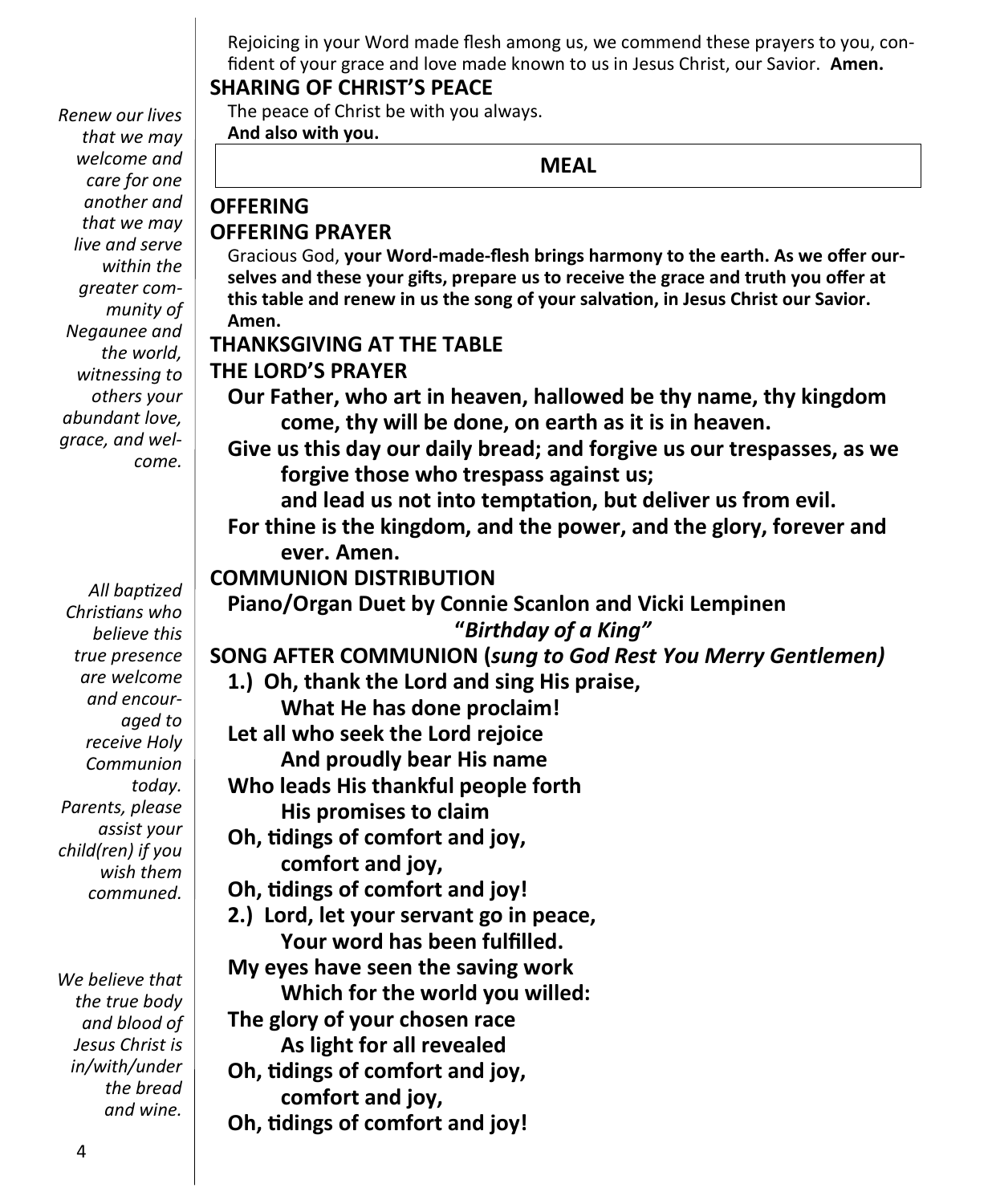Rejoicing in your Word made flesh among us, we commend these prayers to you, confident of your grace and love made known to us in Jesus Christ, our Savior. **Amen.**

**SHARING OF CHRIST'S PEACE**

The peace of Christ be with you always.
**And also with you.**

*Renew our lives that we may welcome and care for one another and that we may live and serve within the greater community of Negaunee and the world, witnessing to others your abundant love, grace, and welcome.*

## MEAL

**OFFERING**

**OFFERING PRAYER**

Gracious God, **your Word-made-flesh brings harmony to the earth. As we offer ourselves and these your gifts, prepare us to receive the grace and truth you offer at this table and renew in us the song of your salvation, in Jesus Christ our Savior. Amen.**

**THANKSGIVING AT THE TABLE**

**THE LORD'S PRAYER**

**Our Father, who art in heaven, hallowed be thy name, thy kingdom come, thy will be done, on earth as it is in heaven.**
**Give us this day our daily bread; and forgive us our trespasses, as we forgive those who trespass against us;**
**and lead us not into temptation, but deliver us from evil.**
**For thine is the kingdom, and the power, and the glory, forever and ever. Amen.**

**COMMUNION DISTRIBUTION**

*All baptized Christians who believe this true presence are welcome and encouraged to receive Holy Communion today. Parents, please assist your child(ren) if you wish them communed.*

*We believe that the true body and blood of Jesus Christ is in/with/under the bread and wine.*

**Piano/Organ Duet by Connie Scanlon and Vicki Lempinen**
**"*Birthday of a King*"**

**SONG AFTER COMMUNION (*sung to God Rest You Merry Gentlemen*)**

**1.) Oh, thank the Lord and sing His praise,**
**What He has done proclaim!**
**Let all who seek the Lord rejoice**
**And proudly bear His name**
**Who leads His thankful people forth**
**His promises to claim**
**Oh, tidings of comfort and joy,**
**comfort and joy,**
**Oh, tidings of comfort and joy!**

**2.) Lord, let your servant go in peace,**
**Your word has been fulfilled.**
**My eyes have seen the saving work**
**Which for the world you willed:**
**The glory of your chosen race**
**As light for all revealed**
**Oh, tidings of comfort and joy,**
**comfort and joy,**
**Oh, tidings of comfort and joy!**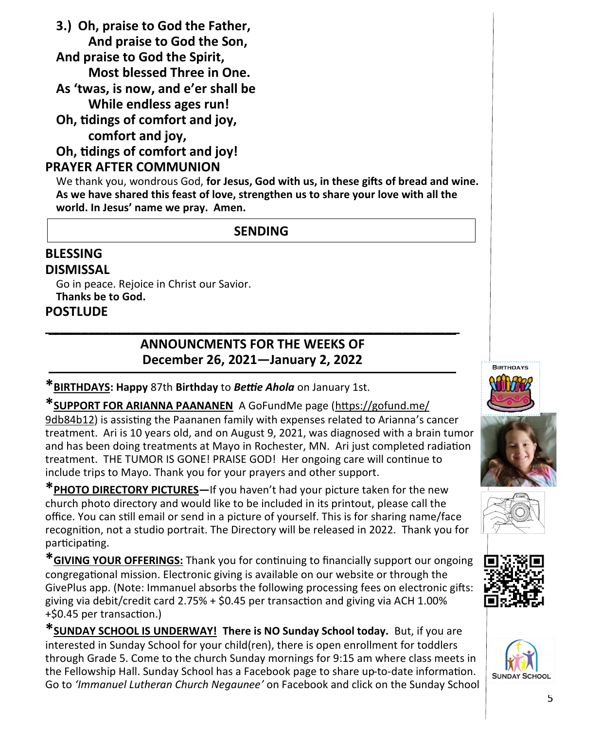**3.) Oh, praise to God the Father,**
**And praise to God the Son,**
**And praise to God the Spirit,**
**Most blessed Three in One.**
**As 'twas, is now, and e'er shall be**
**While endless ages run!**
**Oh, tidings of comfort and joy,**
**comfort and joy,**
**Oh, tidings of comfort and joy!**

## PRAYER AFTER COMMUNION

We thank you, wondrous God, **for Jesus, God with us, in these gifts of bread and wine. As we have shared this feast of love, strengthen us to share your love with all the world. In Jesus' name we pray. Amen.**

## SENDING

## BLESSING

## DISMISSAL

Go in peace. Rejoice in Christ our Savior.
**Thanks be to God.**

## POSTLUDE

---

## ANNOUNCMENTS FOR THE WEEKS OF December 26, 2021—January 2, 2022

***BIRTHDAYS: Happy** 87th **Birthday** to ***Bettie Ahola*** on January 1st.

***SUPPORT FOR ARIANNA PAANANEN** A GoFundMe page (https://gofund.me/9db84b12) is assisting the Paananen family with expenses related to Arianna's cancer treatment. Ari is 10 years old, and on August 9, 2021, was diagnosed with a brain tumor and has been doing treatments at Mayo in Rochester, MN. Ari just completed radiation treatment. THE TUMOR IS GONE! PRAISE GOD! Her ongoing care will continue to include trips to Mayo. Thank you for your prayers and other support.

***PHOTO DIRECTORY PICTURES**—If you haven't had your picture taken for the new church photo directory and would like to be included in its printout, please call the office. You can still email or send in a picture of yourself. This is for sharing name/face recognition, not a studio portrait. The Directory will be released in 2022. Thank you for participating.

***GIVING YOUR OFFERINGS:** Thank you for continuing to financially support our ongoing congregational mission. Electronic giving is available on our website or through the GivePlus app. (Note: Immanuel absorbs the following processing fees on electronic gifts: giving via debit/credit card 2.75% + $0.45 per transaction and giving via ACH 1.00% +$0.45 per transaction.)

***SUNDAY SCHOOL IS UNDERWAY! There is NO Sunday School today.** But, if you are interested in Sunday School for your child(ren), there is open enrollment for toddlers through Grade 5. Come to the church Sunday mornings for 9:15 am where class meets in the Fellowship Hall. Sunday School has a Facebook page to share up-to-date information. Go to *'Immanuel Lutheran Church Negaunee'* on Facebook and click on the Sunday School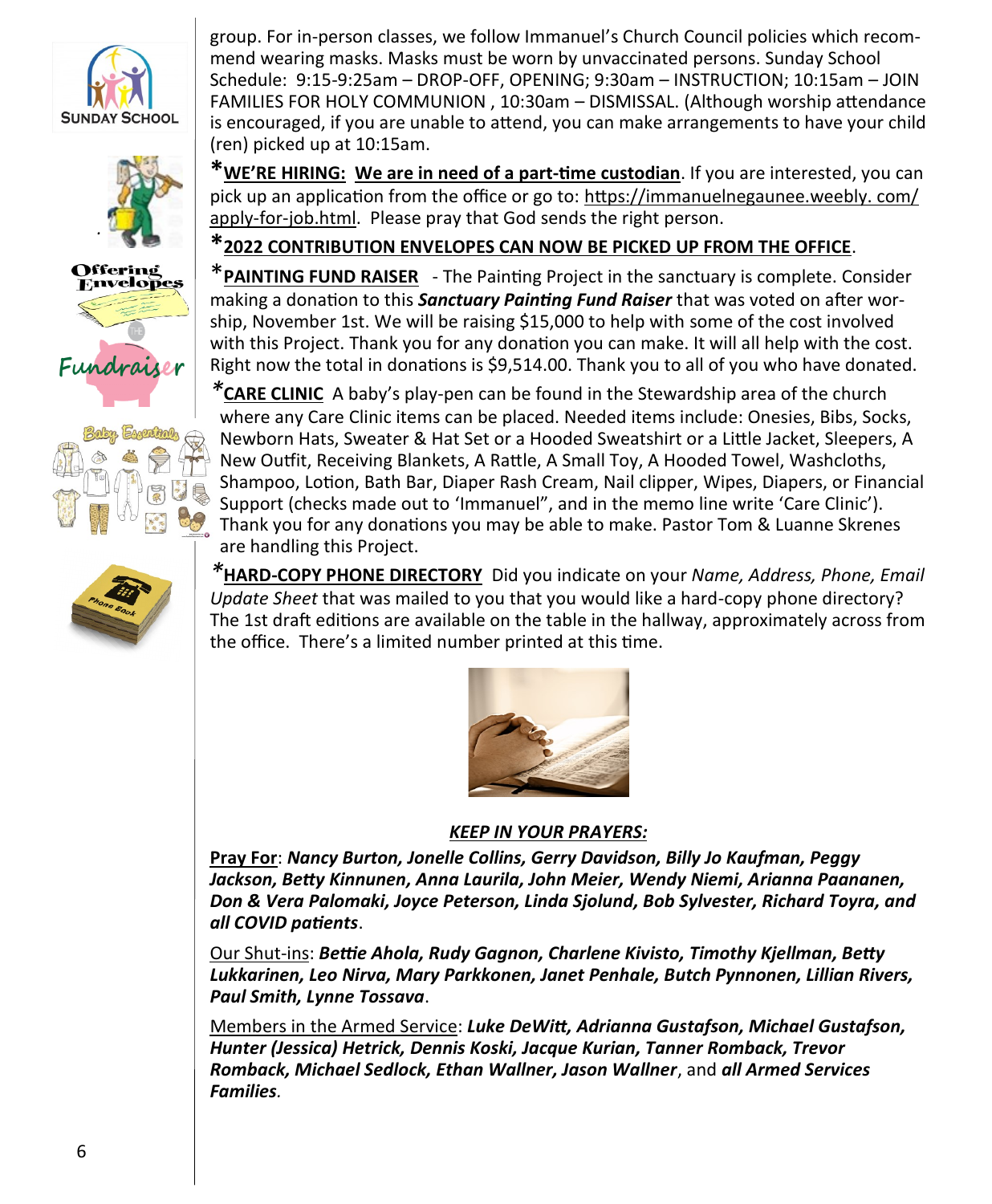group. For in-person classes, we follow Immanuel's Church Council policies which recommend wearing masks. Masks must be worn by unvaccinated persons. Sunday School Schedule: 9:15-9:25am – DROP-OFF, OPENING; 9:30am – INSTRUCTION; 10:15am – JOIN FAMILIES FOR HOLY COMMUNION , 10:30am – DISMISSAL. (Although worship attendance is encouraged, if you are unable to attend, you can make arrangements to have your child (ren) picked up at 10:15am.

***WE'RE HIRING: We are in need of a part-time custodian**. If you are interested, you can pick up an application from the office or go to: https://immanuelnegaunee.weebly. com/ apply-for-job.html. Please pray that God sends the right person.

***2022 CONTRIBUTION ENVELOPES CAN NOW BE PICKED UP FROM THE OFFICE**.

***PAINTING FUND RAISER** - The Painting Project in the sanctuary is complete. Consider making a donation to this ***Sanctuary Painting Fund Raiser*** that was voted on after worship, November 1st. We will be raising $15,000 to help with some of the cost involved with this Project. Thank you for any donation you can make. It will all help with the cost. Right now the total in donations is $9,514.00. Thank you to all of you who have donated.

***CARE CLINIC** A baby's play-pen can be found in the Stewardship area of the church where any Care Clinic items can be placed. Needed items include: Onesies, Bibs, Socks, Newborn Hats, Sweater & Hat Set or a Hooded Sweatshirt or a Little Jacket, Sleepers, A New Outfit, Receiving Blankets, A Rattle, A Small Toy, A Hooded Towel, Washcloths, Shampoo, Lotion, Bath Bar, Diaper Rash Cream, Nail clipper, Wipes, Diapers, or Financial Support (checks made out to 'Immanuel", and in the memo line write 'Care Clinic'). Thank you for any donations you may be able to make. Pastor Tom & Luanne Skrenes are handling this Project.

***HARD-COPY PHONE DIRECTORY** Did you indicate on your *Name, Address, Phone, Email Update Sheet* that was mailed to you that you would like a hard-copy phone directory? The 1st draft editions are available on the table in the hallway, approximately across from the office. There's a limited number printed at this time.

***KEEP IN YOUR PRAYERS:***

**Pray For**: ***Nancy Burton, Jonelle Collins, Gerry Davidson, Billy Jo Kaufman, Peggy Jackson, Betty Kinnunen, Anna Laurila, John Meier, Wendy Niemi, Arianna Paananen, Don & Vera Palomaki, Joyce Peterson, Linda Sjolund, Bob Sylvester, Richard Toyra, and all COVID patients***.

Our Shut-ins: ***Bettie Ahola, Rudy Gagnon, Charlene Kivisto, Timothy Kjellman, Betty Lukkarinen, Leo Nirva, Mary Parkkonen, Janet Penhale, Butch Pynnonen, Lillian Rivers, Paul Smith, Lynne Tossava***.

Members in the Armed Service: ***Luke DeWitt, Adrianna Gustafson, Michael Gustafson, Hunter (Jessica) Hetrick, Dennis Koski, Jacque Kurian, Tanner Romback, Trevor Romback, Michael Sedlock, Ethan Wallner, Jason Wallner***, and ***all Armed Services Families***.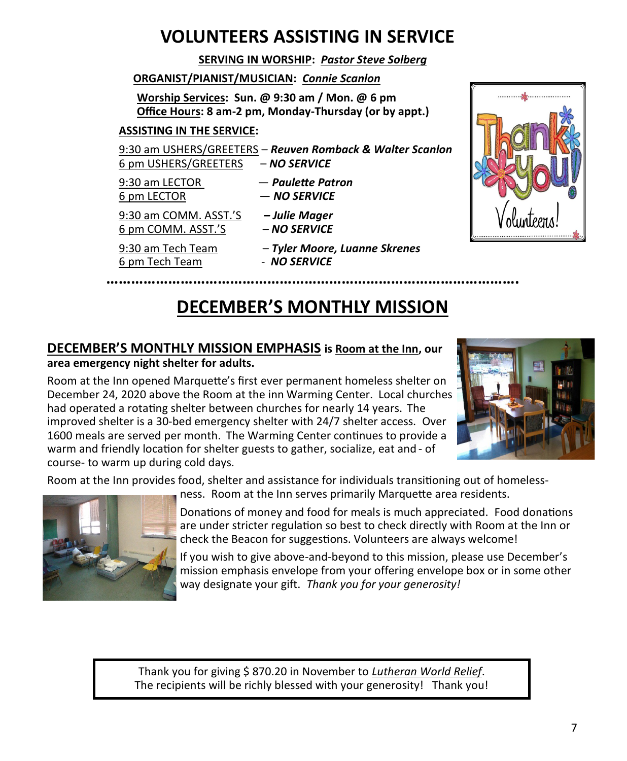# VOLUNTEERS ASSISTING IN SERVICE

**SERVING IN WORSHIP: *Pastor Steve Solberg***

**ORGANIST/PIANIST/MUSICIAN: *Connie Scanlon***

**Worship Services: Sun. @ 9:30 am / Mon. @ 6 pm**
**Office Hours: 8 am-2 pm, Monday-Thursday (or by appt.)**

**ASSISTING IN THE SERVICE:**

9:30 am USHERS/GREETERS – ***Reuven Romback & Walter Scanlon***
6 pm USHERS/GREETERS – ***NO SERVICE***

9:30 am LECTOR — ***Paulette Patron***
6 pm LECTOR — ***NO SERVICE***

9:30 am COMM. ASST.'S – ***Julie Mager***
6 pm COMM. ASST.'S – ***NO SERVICE***

9:30 am Tech Team – ***Tyler Moore, Luanne Skrenes***
6 pm Tech Team - ***NO SERVICE***

# DECEMBER'S MONTHLY MISSION

**DECEMBER'S MONTHLY MISSION EMPHASIS is Room at the Inn, our area emergency night shelter for adults.**

Room at the Inn opened Marquette's first ever permanent homeless shelter on December 24, 2020 above the Room at the inn Warming Center. Local churches had operated a rotating shelter between churches for nearly 14 years. The improved shelter is a 30-bed emergency shelter with 24/7 shelter access. Over 1600 meals are served per month. The Warming Center continues to provide a warm and friendly location for shelter guests to gather, socialize, eat and - of course- to warm up during cold days.

Room at the Inn provides food, shelter and assistance for individuals transitioning out of homelessness. Room at the Inn serves primarily Marquette area residents.

Donations of money and food for meals is much appreciated. Food donations are under stricter regulation so best to check directly with Room at the Inn or check the Beacon for suggestions. Volunteers are always welcome!

If you wish to give above-and-beyond to this mission, please use December's mission emphasis envelope from your offering envelope box or in some other way designate your gift. *Thank you for your generosity!*

Thank you for giving $ 870.20 in November to *Lutheran World Relief*.
The recipients will be richly blessed with your generosity! Thank you!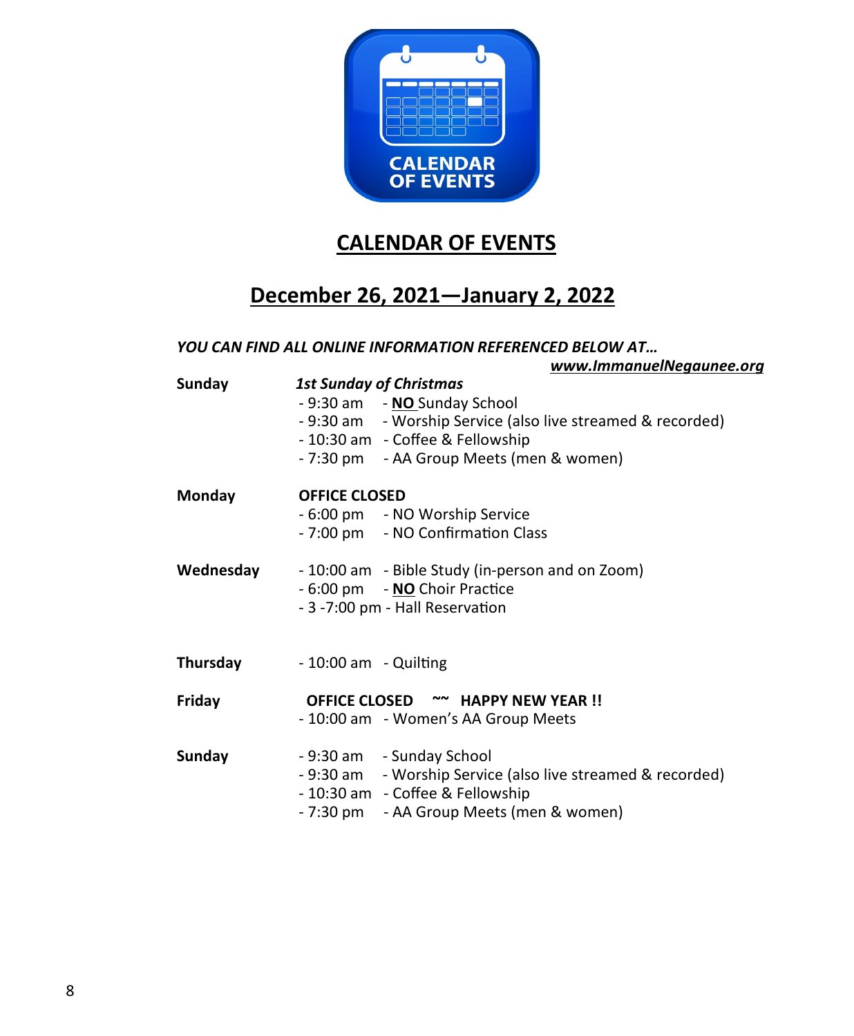# CALENDAR OF EVENTS

## December 26, 2021—January 2, 2022

***YOU CAN FIND ALL ONLINE INFORMATION REFERENCED BELOW AT…***

***www.ImmanuelNegaunee.org***

**Sunday** — ***1st Sunday of Christmas***

- 9:30 am - **NO** Sunday School
- 9:30 am - Worship Service (also live streamed & recorded)
- 10:30 am - Coffee & Fellowship
- 7:30 pm - AA Group Meets (men & women)

**Monday** — **OFFICE CLOSED**

- 6:00 pm - NO Worship Service
- 7:00 pm - NO Confirmation Class

**Wednesday**

- 10:00 am - Bible Study (in-person and on Zoom)
- 6:00 pm - **NO** Choir Practice
- 3 -7:00 pm - Hall Reservation

**Thursday**

- 10:00 am - Quilting

**Friday** — **OFFICE CLOSED ~~ HAPPY NEW YEAR !!**

- 10:00 am - Women's AA Group Meets

**Sunday**

- 9:30 am - Sunday School
- 9:30 am - Worship Service (also live streamed & recorded)
- 10:30 am - Coffee & Fellowship
- 7:30 pm - AA Group Meets (men & women)